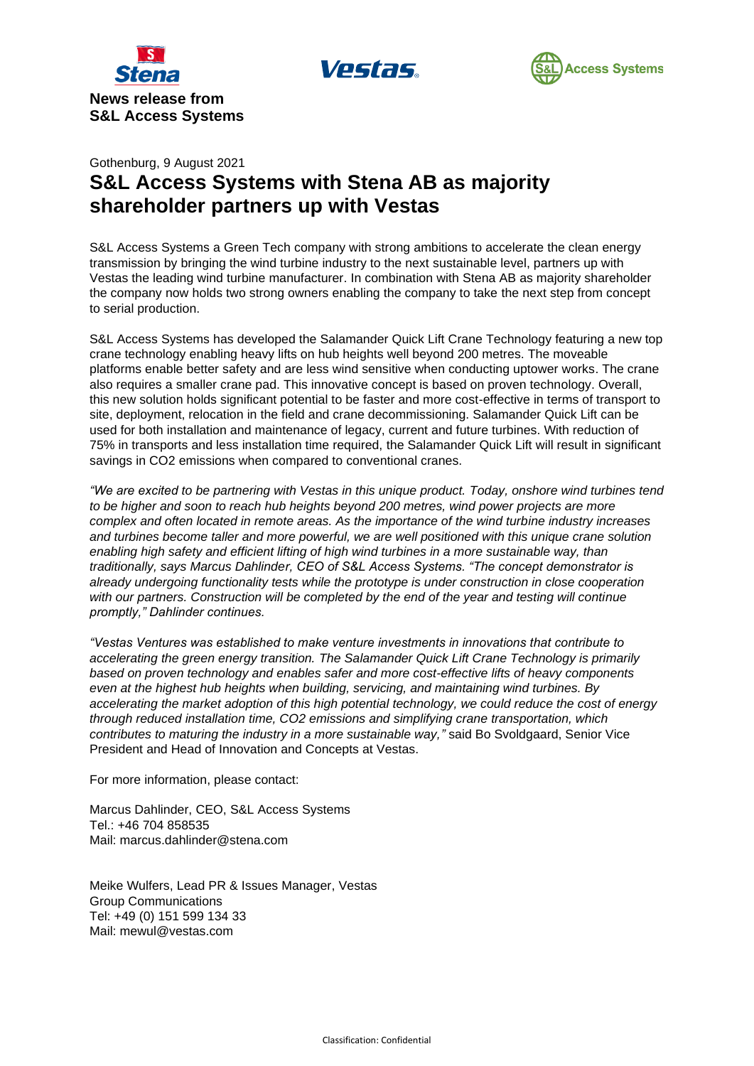**News release from**
**S&L Access Systems**

Gothenburg, 9 August 2021

# S&L Access Systems with Stena AB as majority shareholder partners up with Vestas

S&L Access Systems a Green Tech company with strong ambitions to accelerate the clean energy transmission by bringing the wind turbine industry to the next sustainable level, partners up with Vestas the leading wind turbine manufacturer. In combination with Stena AB as majority shareholder the company now holds two strong owners enabling the company to take the next step from concept to serial production.

S&L Access Systems has developed the Salamander Quick Lift Crane Technology featuring a new top crane technology enabling heavy lifts on hub heights well beyond 200 metres. The moveable platforms enable better safety and are less wind sensitive when conducting uptower works. The crane also requires a smaller crane pad. This innovative concept is based on proven technology. Overall, this new solution holds significant potential to be faster and more cost-effective in terms of transport to site, deployment, relocation in the field and crane decommissioning. Salamander Quick Lift can be used for both installation and maintenance of legacy, current and future turbines. With reduction of 75% in transports and less installation time required, the Salamander Quick Lift will result in significant savings in $CO_2$ emissions when compared to conventional cranes.

*"We are excited to be partnering with Vestas in this unique product. Today, onshore wind turbines tend to be higher and soon to reach hub heights beyond 200 metres, wind power projects are more complex and often located in remote areas. As the importance of the wind turbine industry increases and turbines become taller and more powerful, we are well positioned with this unique crane solution enabling high safety and efficient lifting of high wind turbines in a more sustainable way, than traditionally, says Marcus Dahlinder, CEO of S&L Access Systems. "The concept demonstrator is already undergoing functionality tests while the prototype is under construction in close cooperation with our partners. Construction will be completed by the end of the year and testing will continue promptly," Dahlinder continues.*

*"Vestas Ventures was established to make venture investments in innovations that contribute to accelerating the green energy transition. The Salamander Quick Lift Crane Technology is primarily based on proven technology and enables safer and more cost-effective lifts of heavy components even at the highest hub heights when building, servicing, and maintaining wind turbines. By accelerating the market adoption of this high potential technology, we could reduce the cost of energy through reduced installation time, $CO_2$ emissions and simplifying crane transportation, which contributes to maturing the industry in a more sustainable way,"* said Bo Svoldgaard, Senior Vice President and Head of Innovation and Concepts at Vestas.

For more information, please contact:

Marcus Dahlinder, CEO, S&L Access Systems
Tel.: +46 704 858535
Mail: marcus.dahlinder@stena.com

Meike Wulfers, Lead PR & Issues Manager, Vestas
Group Communications
Tel: +49 (0) 151 599 134 33
Mail: mewul@vestas.com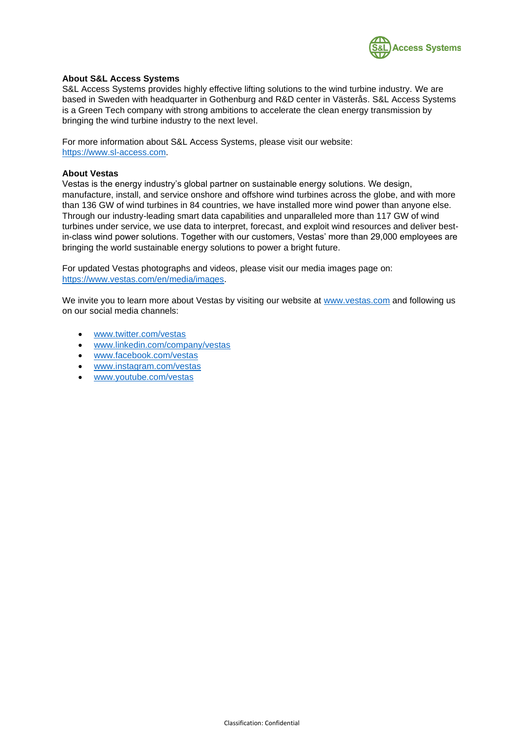**About S&L Access Systems**

S&L Access Systems provides highly effective lifting solutions to the wind turbine industry. We are based in Sweden with headquarter in Gothenburg and R&D center in Västerås. S&L Access Systems is a Green Tech company with strong ambitions to accelerate the clean energy transmission by bringing the wind turbine industry to the next level.

For more information about S&L Access Systems, please visit our website: https://www.sl-access.com.

**About Vestas**

Vestas is the energy industry's global partner on sustainable energy solutions. We design, manufacture, install, and service onshore and offshore wind turbines across the globe, and with more than 136 GW of wind turbines in 84 countries, we have installed more wind power than anyone else. Through our industry-leading smart data capabilities and unparalleled more than 117 GW of wind turbines under service, we use data to interpret, forecast, and exploit wind resources and deliver best-in-class wind power solutions. Together with our customers, Vestas' more than 29,000 employees are bringing the world sustainable energy solutions to power a bright future.

For updated Vestas photographs and videos, please visit our media images page on: https://www.vestas.com/en/media/images.

We invite you to learn more about Vestas by visiting our website at www.vestas.com and following us on our social media channels:

- www.twitter.com/vestas
- www.linkedin.com/company/vestas
- www.facebook.com/vestas
- www.instagram.com/vestas
- www.youtube.com/vestas

Classification: Confidential